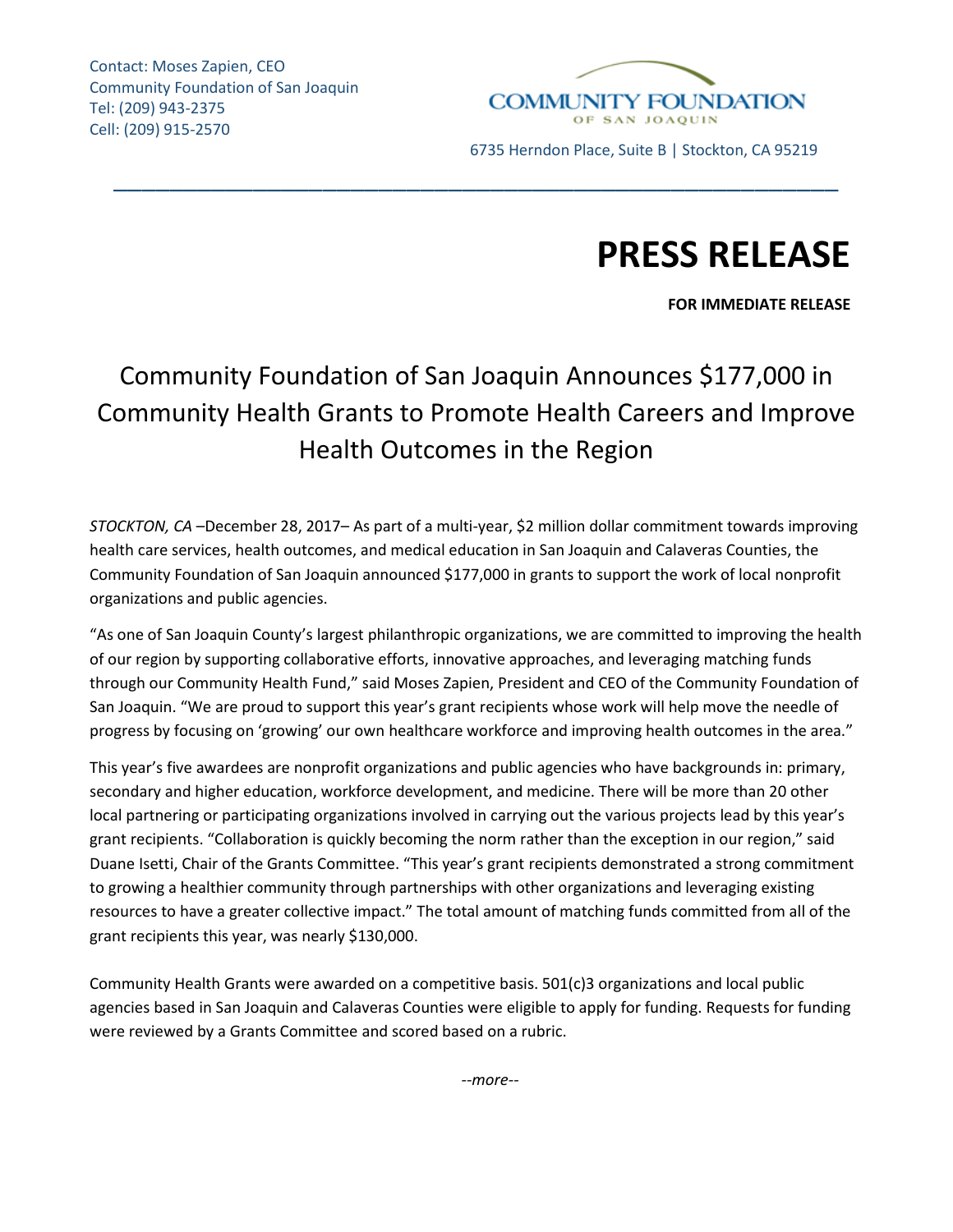Contact: Moses Zapien, CEO
Community Foundation of San Joaquin
Tel: (209) 943-2375
Cell: (209) 915-2570

COMMUNITY FOUNDATION
OF SAN JOAQUIN

6735 Herndon Place, Suite B | Stockton, CA 95219

# PRESS RELEASE

**FOR IMMEDIATE RELEASE**

## Community Foundation of San Joaquin Announces $177,000 in Community Health Grants to Promote Health Careers and Improve Health Outcomes in the Region

*STOCKTON, CA* –December 28, 2017– As part of a multi-year, $2 million dollar commitment towards improving health care services, health outcomes, and medical education in San Joaquin and Calaveras Counties, the Community Foundation of San Joaquin announced $177,000 in grants to support the work of local nonprofit organizations and public agencies.

"As one of San Joaquin County's largest philanthropic organizations, we are committed to improving the health of our region by supporting collaborative efforts, innovative approaches, and leveraging matching funds through our Community Health Fund," said Moses Zapien, President and CEO of the Community Foundation of San Joaquin. "We are proud to support this year's grant recipients whose work will help move the needle of progress by focusing on 'growing' our own healthcare workforce and improving health outcomes in the area."

This year's five awardees are nonprofit organizations and public agencies who have backgrounds in: primary, secondary and higher education, workforce development, and medicine. There will be more than 20 other local partnering or participating organizations involved in carrying out the various projects lead by this year's grant recipients. "Collaboration is quickly becoming the norm rather than the exception in our region," said Duane Isetti, Chair of the Grants Committee. "This year's grant recipients demonstrated a strong commitment to growing a healthier community through partnerships with other organizations and leveraging existing resources to have a greater collective impact." The total amount of matching funds committed from all of the grant recipients this year, was nearly $130,000.

Community Health Grants were awarded on a competitive basis. 501(c)3 organizations and local public agencies based in San Joaquin and Calaveras Counties were eligible to apply for funding. Requests for funding were reviewed by a Grants Committee and scored based on a rubric.

*--more--*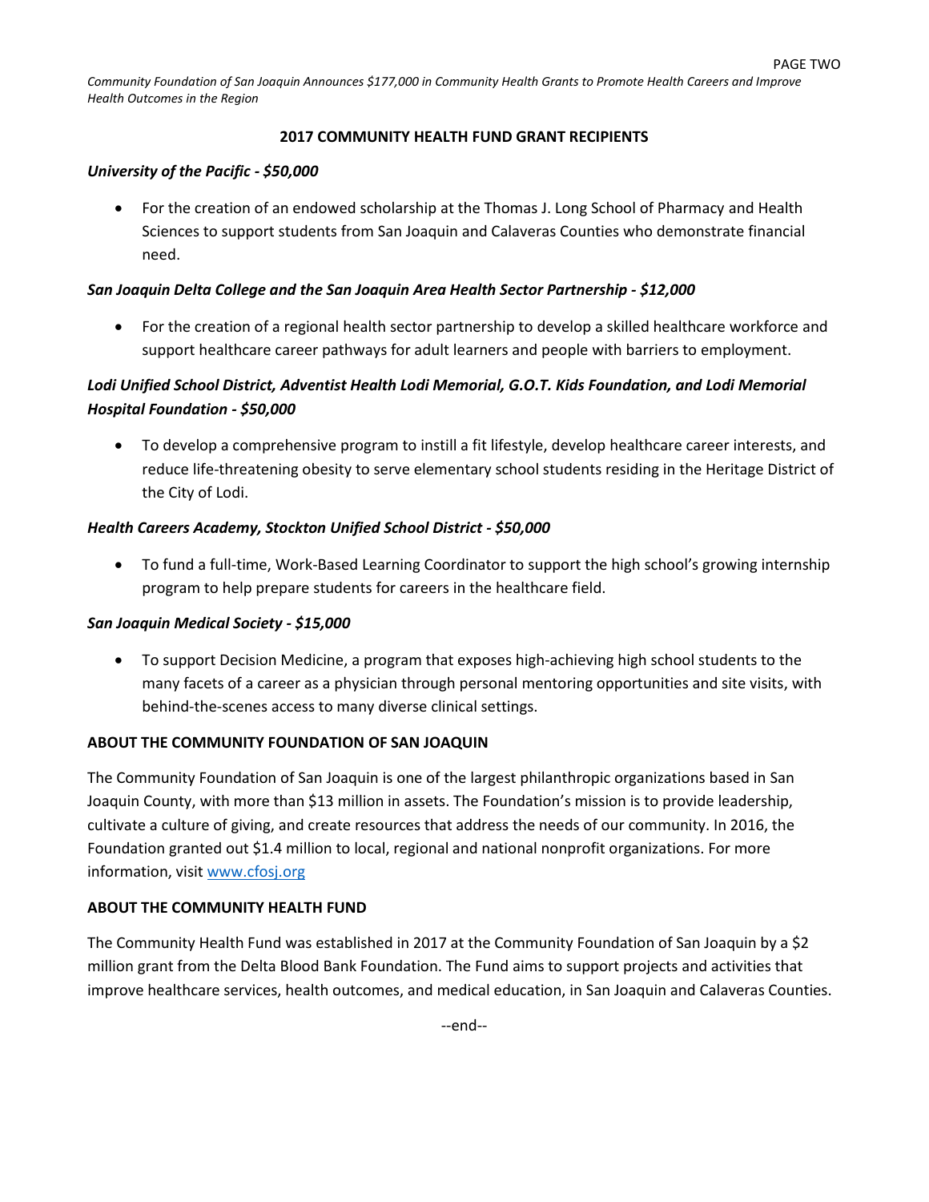## 2017 COMMUNITY HEALTH FUND GRANT RECIPIENTS

***University of the Pacific - $50,000***

- For the creation of an endowed scholarship at the Thomas J. Long School of Pharmacy and Health Sciences to support students from San Joaquin and Calaveras Counties who demonstrate financial need.

***San Joaquin Delta College and the San Joaquin Area Health Sector Partnership - $12,000***

- For the creation of a regional health sector partnership to develop a skilled healthcare workforce and support healthcare career pathways for adult learners and people with barriers to employment.

***Lodi Unified School District, Adventist Health Lodi Memorial, G.O.T. Kids Foundation, and Lodi Memorial Hospital Foundation - $50,000***

- To develop a comprehensive program to instill a fit lifestyle, develop healthcare career interests, and reduce life-threatening obesity to serve elementary school students residing in the Heritage District of the City of Lodi.

***Health Careers Academy, Stockton Unified School District - $50,000***

- To fund a full-time, Work-Based Learning Coordinator to support the high school's growing internship program to help prepare students for careers in the healthcare field.

***San Joaquin Medical Society - $15,000***

- To support Decision Medicine, a program that exposes high-achieving high school students to the many facets of a career as a physician through personal mentoring opportunities and site visits, with behind-the-scenes access to many diverse clinical settings.

### ABOUT THE COMMUNITY FOUNDATION OF SAN JOAQUIN

The Community Foundation of San Joaquin is one of the largest philanthropic organizations based in San Joaquin County, with more than $13 million in assets. The Foundation's mission is to provide leadership, cultivate a culture of giving, and create resources that address the needs of our community. In 2016, the Foundation granted out $1.4 million to local, regional and national nonprofit organizations. For more information, visit www.cfosj.org

### ABOUT THE COMMUNITY HEALTH FUND

The Community Health Fund was established in 2017 at the Community Foundation of San Joaquin by a $2 million grant from the Delta Blood Bank Foundation. The Fund aims to support projects and activities that improve healthcare services, health outcomes, and medical education, in San Joaquin and Calaveras Counties.

--end--